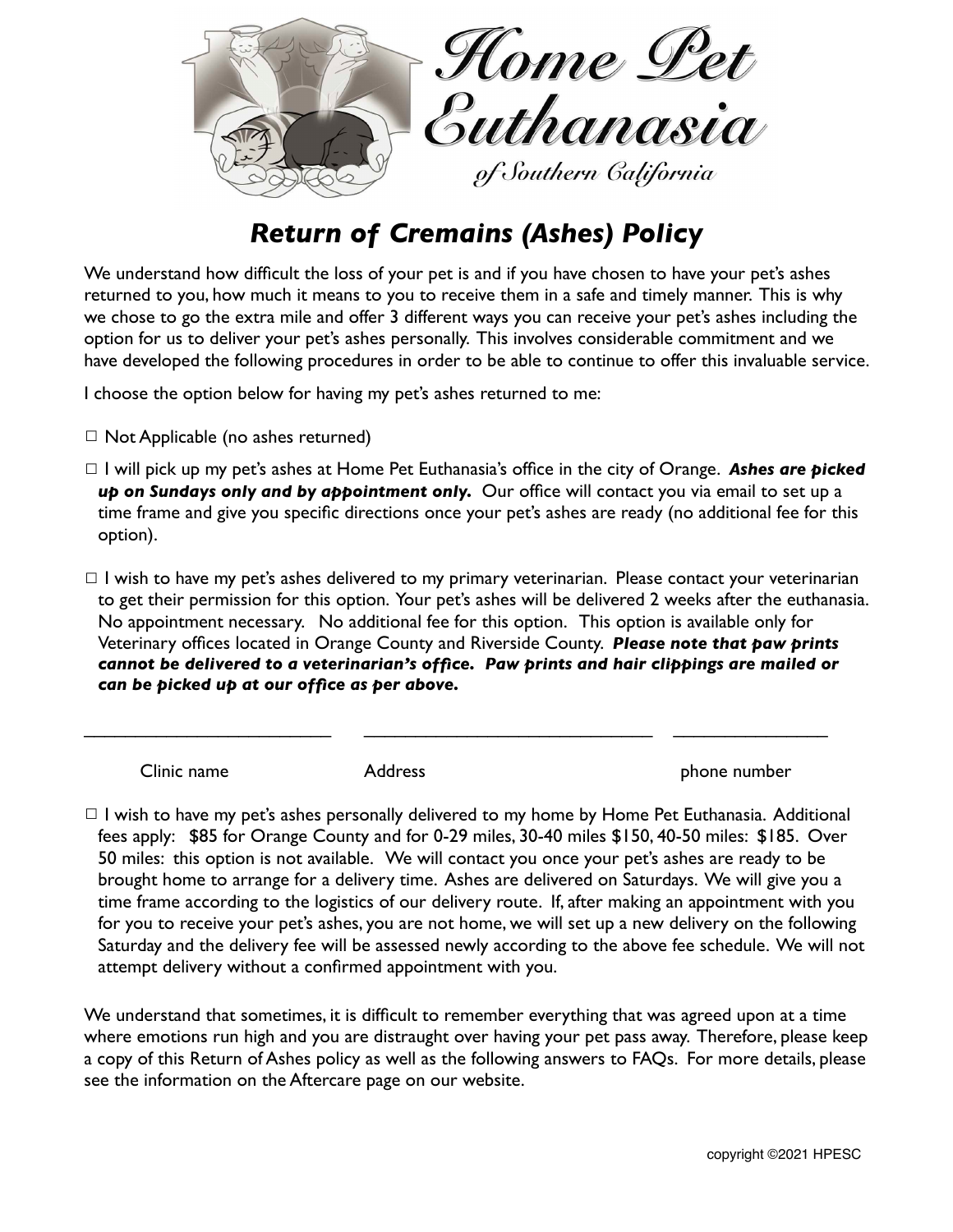# Home Pet Euthanasia
*of Southern California*

## *Return of Cremains (Ashes) Policy*

We understand how difficult the loss of your pet is and if you have chosen to have your pet's ashes returned to you, how much it means to you to receive them in a safe and timely manner. This is why we chose to go the extra mile and offer 3 different ways you can receive your pet's ashes including the option for us to deliver your pet's ashes personally. This involves considerable commitment and we have developed the following procedures in order to be able to continue to offer this invaluable service.

I choose the option below for having my pet's ashes returned to me:

☐ Not Applicable (no ashes returned)

☐ I will pick up my pet's ashes at Home Pet Euthanasia's office in the city of Orange. ***Ashes are picked up on Sundays only and by appointment only.*** Our office will contact you via email to set up a time frame and give you specific directions once your pet's ashes are ready (no additional fee for this option).

☐ I wish to have my pet's ashes delivered to my primary veterinarian. Please contact your veterinarian to get their permission for this option. Your pet's ashes will be delivered 2 weeks after the euthanasia. No appointment necessary. No additional fee for this option. This option is available only for Veterinary offices located in Orange County and Riverside County. ***Please note that paw prints cannot be delivered to a veterinarian's office. Paw prints and hair clippings are mailed or can be picked up at our office as per above.***

\_\_\_\_\_\_\_\_\_\_\_\_\_\_\_\_\_\_\_\_\_\_\_\_\_\_ \_\_\_\_\_\_\_\_\_\_\_\_\_\_\_\_\_\_\_\_\_\_\_\_\_\_\_\_\_\_ \_\_\_\_\_\_\_\_\_\_\_\_\_\_\_\_

Clinic name Address phone number

☐ I wish to have my pet's ashes personally delivered to my home by Home Pet Euthanasia. Additional fees apply: $85 for Orange County and for 0-29 miles, 30-40 miles $150, 40-50 miles: $185. Over 50 miles: this option is not available. We will contact you once your pet's ashes are ready to be brought home to arrange for a delivery time. Ashes are delivered on Saturdays. We will give you a time frame according to the logistics of our delivery route. If, after making an appointment with you for you to receive your pet's ashes, you are not home, we will set up a new delivery on the following Saturday and the delivery fee will be assessed newly according to the above fee schedule. We will not attempt delivery without a confirmed appointment with you.

We understand that sometimes, it is difficult to remember everything that was agreed upon at a time where emotions run high and you are distraught over having your pet pass away. Therefore, please keep a copy of this Return of Ashes policy as well as the following answers to FAQs. For more details, please see the information on the Aftercare page on our website.

copyright ©2021 HPESC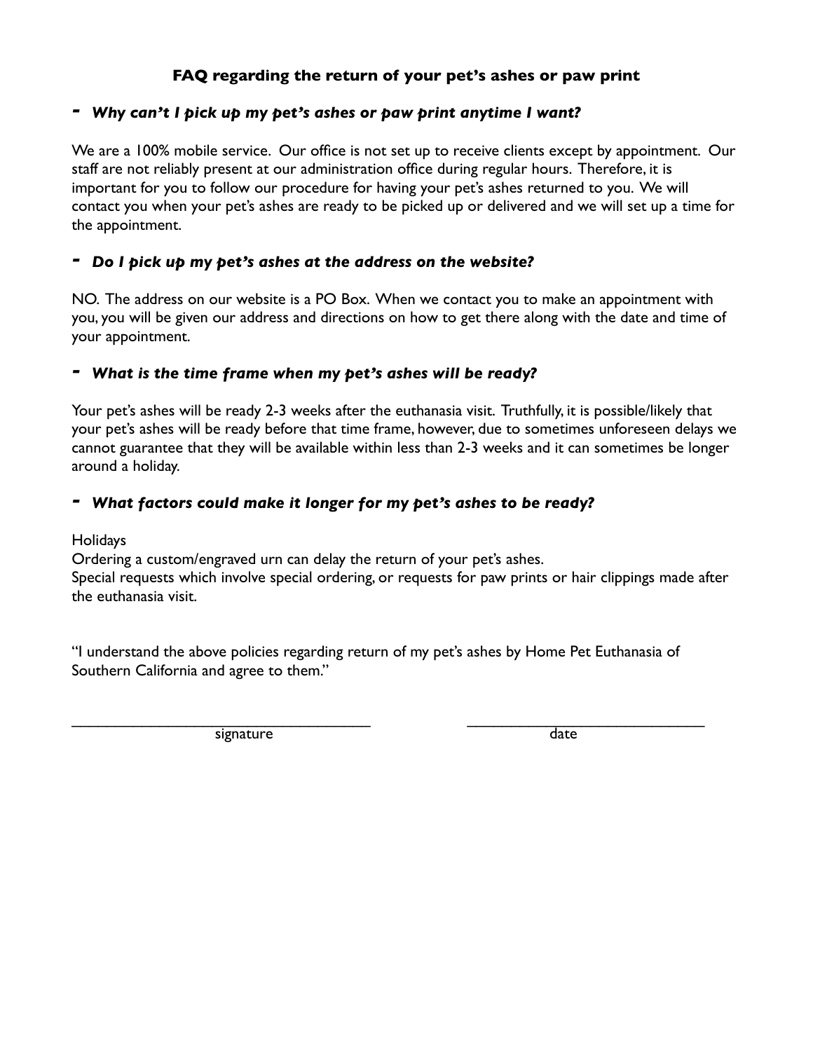## FAQ regarding the return of your pet's ashes or paw print

### - *Why can't I pick up my pet's ashes or paw print anytime I want?*

We are a 100% mobile service. Our office is not set up to receive clients except by appointment. Our staff are not reliably present at our administration office during regular hours. Therefore, it is important for you to follow our procedure for having your pet's ashes returned to you. We will contact you when your pet's ashes are ready to be picked up or delivered and we will set up a time for the appointment.

### - *Do I pick up my pet's ashes at the address on the website?*

NO. The address on our website is a PO Box. When we contact you to make an appointment with you, you will be given our address and directions on how to get there along with the date and time of your appointment.

### - *What is the time frame when my pet's ashes will be ready?*

Your pet's ashes will be ready 2-3 weeks after the euthanasia visit. Truthfully, it is possible/likely that your pet's ashes will be ready before that time frame, however, due to sometimes unforeseen delays we cannot guarantee that they will be available within less than 2-3 weeks and it can sometimes be longer around a holiday.

### - *What factors could make it longer for my pet's ashes to be ready?*

Holidays

Ordering a custom/engraved urn can delay the return of your pet's ashes.

Special requests which involve special ordering, or requests for paw prints or hair clippings made after the euthanasia visit.

"I understand the above policies regarding return of my pet's ashes by Home Pet Euthanasia of Southern California and agree to them."

\_\_\_\_\_\_\_\_\_\_\_\_\_\_\_\_\_\_\_\_\_\_\_\_\_\_\_\_\_\_\_\_\_\_\_\_\_\_ signature

\_\_\_\_\_\_\_\_\_\_\_\_\_\_\_\_\_\_\_\_\_\_\_\_\_\_\_\_\_\_ date